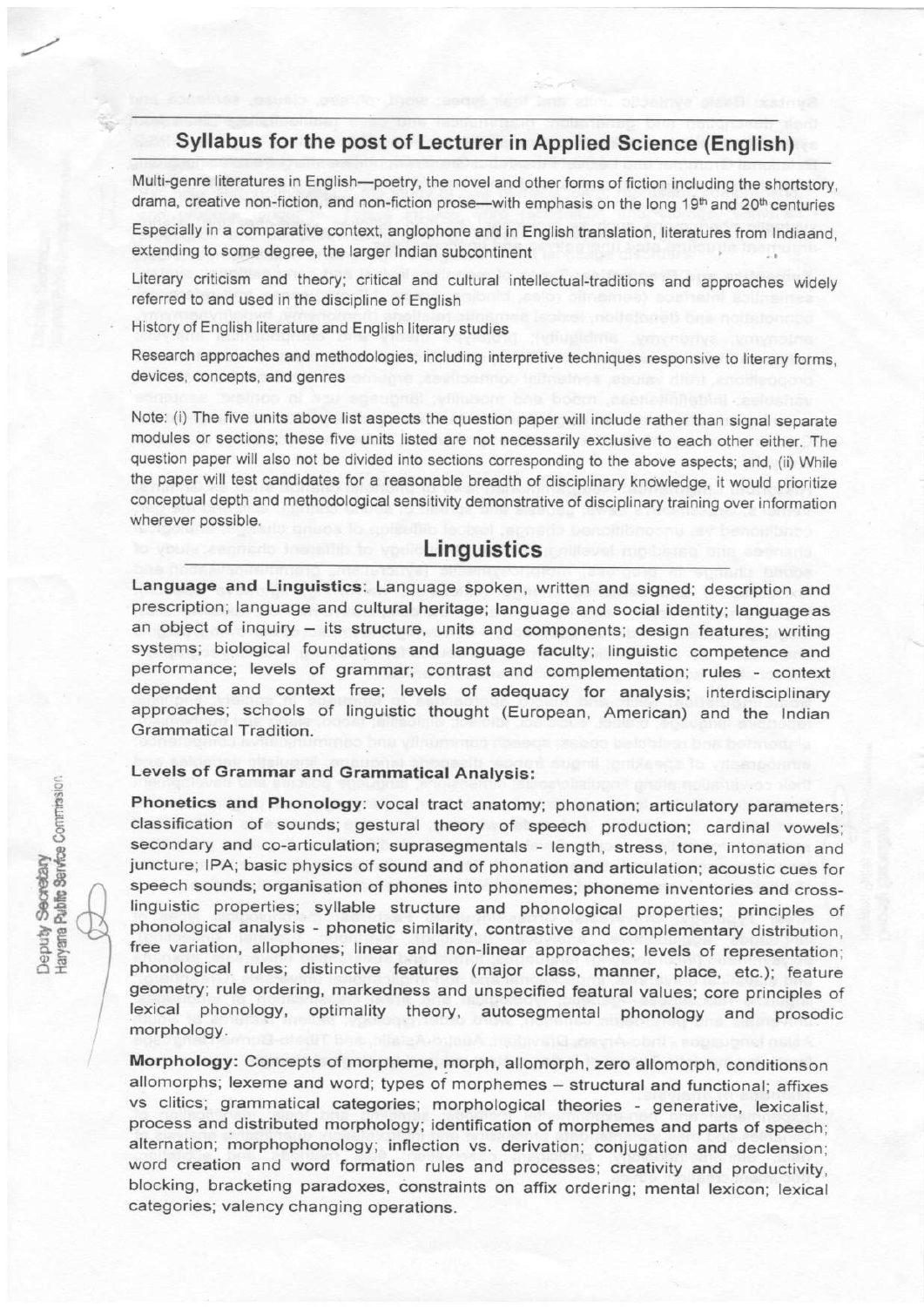## Syllabus for the post of Lecturer in Applied Science (English)

Multi-genre literatures in English—poetry, the novel and other forms of fiction including the shortstory, drama, creative non-fiction, and non-fiction prose—with emphasis on the long 19th and 20th centuries

Especially in a comparative context, anglophone and in English translation, literatures from Indiaand, extending to some degree, the larger Indian subcontinent

Literary criticism and theory; critical and cultural intellectual-traditions and approaches widely referred to and used in the discipline of English

History of English literature and English literary studies

Research approaches and methodologies, including interpretive techniques responsive to literary forms, devices, concepts, and genres

Note: (i) The five units above list aspects the question paper will include rather than signal separate modules or sections; these five units listed are not necessarily exclusive to each other either. The question paper will also not be divided into sections corresponding to the above aspects; and, (ii) While the paper will test candidates for a reasonable breadth of disciplinary knowledge, it would prioritize conceptual depth and methodological sensitivity demonstrative of disciplinary training over information wherever possible.

## Linguistics

**Language and Linguistics**: Language spoken, written and signed; description and prescription; language and cultural heritage; language and social identity; languageas an object of inquiry – its structure, units and components; design features; writing systems; biological foundations and language faculty; linguistic competence and performance; levels of grammar; contrast and complementation; rules - context dependent and context free; levels of adequacy for analysis; interdisciplinary approaches; schools of linguistic thought (European, American) and the Indian Grammatical Tradition.

### Levels of Grammar and Grammatical Analysis:

**Phonetics and Phonology**: vocal tract anatomy; phonation; articulatory parameters; classification of sounds; gestural theory of speech production; cardinal vowels; secondary and co-articulation; suprasegmentals - length, stress, tone, intonation and juncture; IPA; basic physics of sound and of phonation and articulation; acoustic cues for speech sounds; organisation of phones into phonemes; phoneme inventories and cross-linguistic properties; syllable structure and phonological properties; principles of phonological analysis - phonetic similarity, contrastive and complementary distribution, free variation, allophones; linear and non-linear approaches; levels of representation; phonological rules; distinctive features (major class, manner, place, etc.); feature geometry; rule ordering, markedness and unspecified featural values; core principles of lexical phonology, optimality theory, autosegmental phonology and prosodic morphology.

**Morphology:** Concepts of morpheme, morph, allomorph, zero allomorph, conditionson allomorphs; lexeme and word; types of morphemes – structural and functional; affixes vs clitics; grammatical categories; morphological theories - generative, lexicalist, process and distributed morphology; identification of morphemes and parts of speech; alternation; morphophonology; inflection vs. derivation; conjugation and declension; word creation and word formation rules and processes; creativity and productivity, blocking, bracketing paradoxes, constraints on affix ordering; mental lexicon; lexical categories; valency changing operations.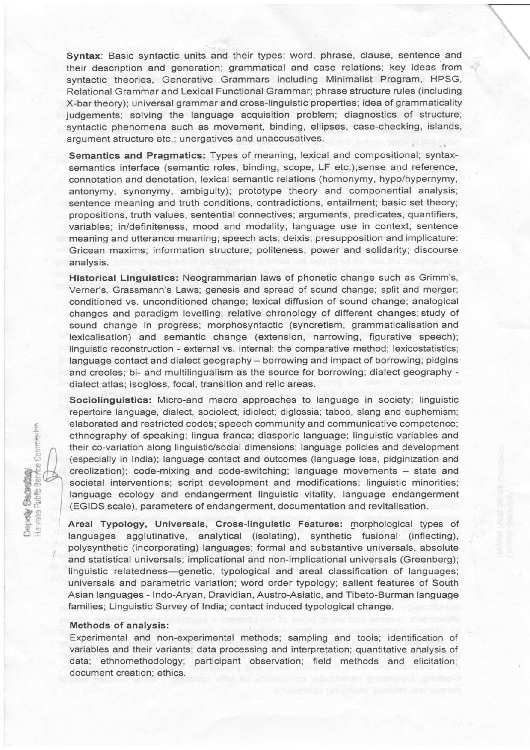**Syntax**: Basic syntactic units and their types: word, phrase, clause, sentence and their description and generation; grammatical and case relations; key ideas from syntactic theories, Generative Grammars including Minimalist Program, HPSG, Relational Grammar and Lexical Functional Grammar; phrase structure rules (including X-bar theory); universal grammar and cross-linguistic properties; idea of grammaticality judgements; solving the language acquisition problem; diagnostics of structure; syntactic phenomena such as movement, binding, ellipses, case-checking, islands, argument structure etc.; unergatives and unaccusatives.

**Semantics and Pragmatics:** Types of meaning, lexical and compositional; syntax-semantics interface (semantic roles, binding, scope, LF etc.);sense and reference, connotation and denotation, lexical semantic relations (homonymy, hypo/hypernymy, antonymy, synonymy, ambiguity); prototype theory and componential analysis; sentence meaning and truth conditions, contradictions, entailment; basic set theory; propositions, truth values, sentential connectives; arguments, predicates, quantifiers, variables; in/definiteness, mood and modality; language use in context; sentence meaning and utterance meaning; speech acts; deixis; presupposition and implicature: Gricean maxims; information structure; politeness, power and solidarity; discourse analysis.

**Historical Linguistics:** Neogrammarian laws of phonetic change such as Grimm's, Verner's, Grassmann's Laws; genesis and spread of sound change; split and merger; conditioned vs. unconditioned change; lexical diffusion of sound change; analogical changes and paradigm levelling; relative chronology of different changes; study of sound change in progress; morphosyntactic (syncretism, grammaticalisation and lexicalisation) and semantic change (extension, narrowing, figurative speech); linguistic reconstruction - external vs. internal: the comparative method; lexicostatistics; language contact and dialect geography – borrowing and impact of borrowing; pidgins and creoles; bi- and multilingualism as the source for borrowing; dialect geography - dialect atlas; isogloss, focal, transition and relic areas.

**Sociolinguistics:** Micro-and macro approaches to language in society; linguistic repertoire language, dialect, sociolect, idiolect; diglossia; taboo, slang and euphemism; elaborated and restricted codes; speech community and communicative competence; ethnography of speaking; lingua franca; diasporic language; linguistic variables and their co-variation along linguistic/social dimensions; language policies and development (especially in India); language contact and outcomes (language loss, pidginization and creolization); code-mixing and code-switching; language movements – state and societal interventions; script development and modifications; linguistic minorities; language ecology and endangerment linguistic vitality, language endangerment (EGIDS scale), parameters of endangerment, documentation and revitalisation.

**Areal Typology, Universals, Cross-linguistic Features:** morphological types of languages agglutinative, analytical (isolating), synthetic fusional (inflecting), polysynthetic (incorporating) languages; formal and substantive universals, absolute and statistical universals; implicational and non-implicational universals (Greenberg); linguistic relatedness—genetic, typological and areal classification of languages; universals and parametric variation; word order typology; salient features of South Asian languages - Indo-Aryan, Dravidian, Austro-Asiatic, and Tibeto-Burman language families; Linguistic Survey of India; contact induced typological change.

**Methods of analysis:**

Experimental and non-experimental methods; sampling and tools; identification of variables and their variants; data processing and interpretation; quantitative analysis of data; ethnomethodology; participant observation; field methods and elicitation; document creation; ethics.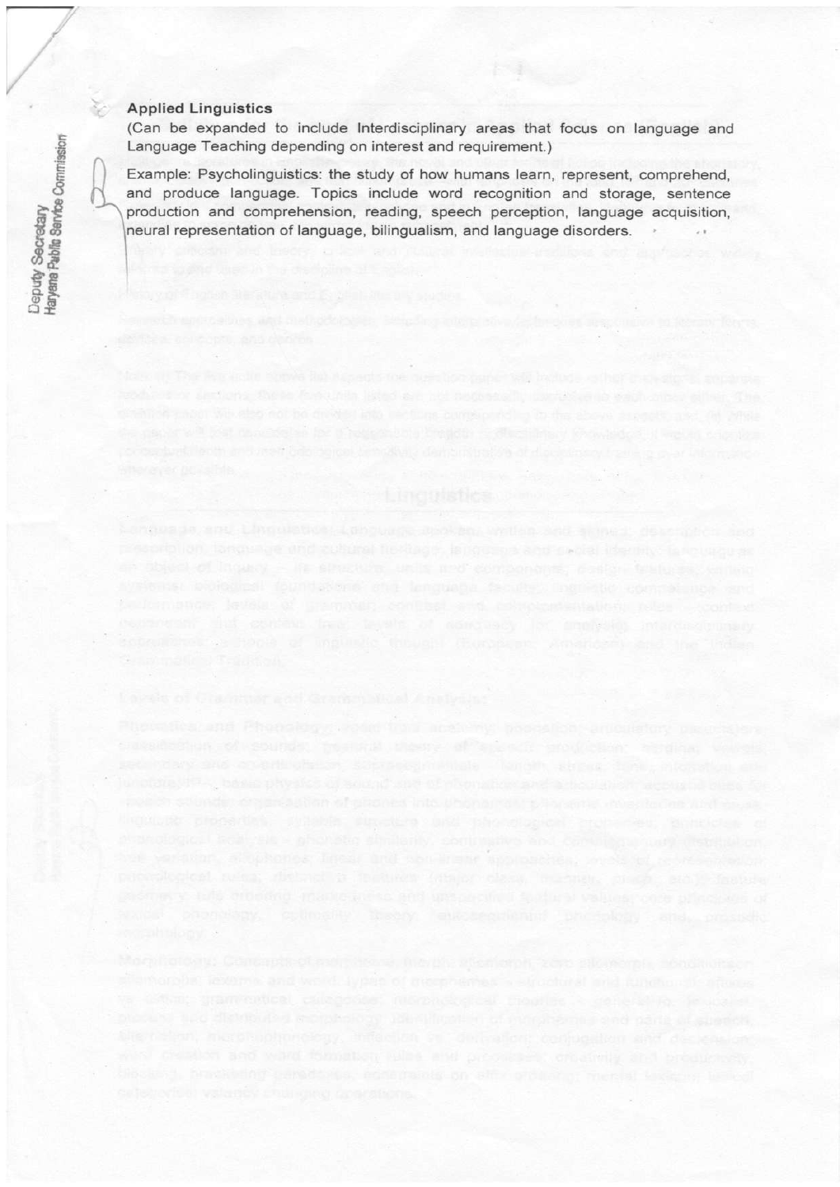**Applied Linguistics**

(Can be expanded to include Interdisciplinary areas that focus on language and Language Teaching depending on interest and requirement.)

Example: Psycholinguistics: the study of how humans learn, represent, comprehend, and produce language. Topics include word recognition and storage, sentence production and comprehension, reading, speech perception, language acquisition, neural representation of language, bilingualism, and language disorders.